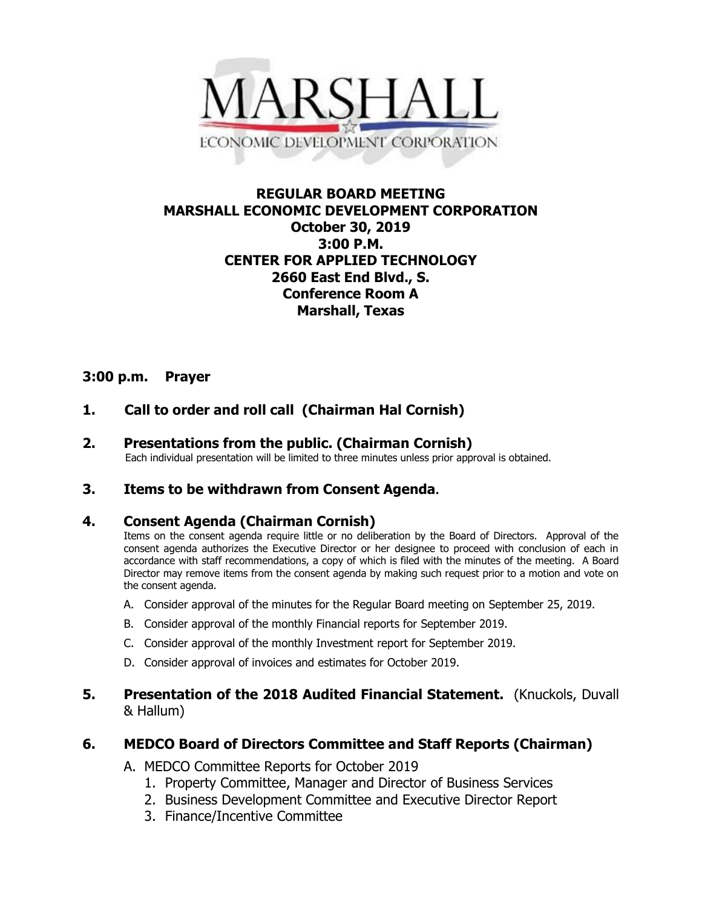MARSHALL

ECONOMIC DEVELOPMENT CORPORATION

# REGULAR BOARD MEETING
# MARSHALL ECONOMIC DEVELOPMENT CORPORATION
## October 30, 2019
## 3:00 P.M.
## CENTER FOR APPLIED TECHNOLOGY
## 2660 East End Blvd., S.
## Conference Room A
## Marshall, Texas

**3:00 p.m. Prayer**

**1. Call to order and roll call (Chairman Hal Cornish)**

**2. Presentations from the public. (Chairman Cornish)**

Each individual presentation will be limited to three minutes unless prior approval is obtained.

**3. Items to be withdrawn from Consent Agenda**.

**4. Consent Agenda (Chairman Cornish)**

Items on the consent agenda require little or no deliberation by the Board of Directors. Approval of the consent agenda authorizes the Executive Director or her designee to proceed with conclusion of each in accordance with staff recommendations, a copy of which is filed with the minutes of the meeting. A Board Director may remove items from the consent agenda by making such request prior to a motion and vote on the consent agenda.

A. Consider approval of the minutes for the Regular Board meeting on September 25, 2019.

B. Consider approval of the monthly Financial reports for September 2019.

C. Consider approval of the monthly Investment report for September 2019.

D. Consider approval of invoices and estimates for October 2019.

**5. Presentation of the 2018 Audited Financial Statement.** (Knuckols, Duvall & Hallum)

**6. MEDCO Board of Directors Committee and Staff Reports (Chairman)**

A. MEDCO Committee Reports for October 2019
   1. Property Committee, Manager and Director of Business Services
   2. Business Development Committee and Executive Director Report
   3. Finance/Incentive Committee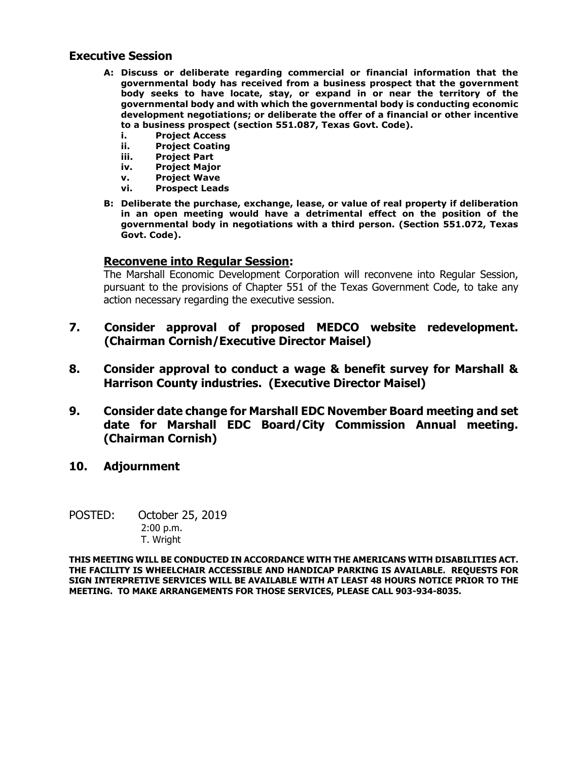## Executive Session

**A: Discuss or deliberate regarding commercial or financial information that the governmental body has received from a business prospect that the government body seeks to have locate, stay, or expand in or near the territory of the governmental body and with which the governmental body is conducting economic development negotiations; or deliberate the offer of a financial or other incentive to a business prospect (section 551.087, Texas Govt. Code).**

- **i. Project Access**
- **ii. Project Coating**
- **iii. Project Part**
- **iv. Project Major**
- **v. Project Wave**
- **vi. Prospect Leads**

**B: Deliberate the purchase, exchange, lease, or value of real property if deliberation in an open meeting would have a detrimental effect on the position of the governmental body in negotiations with a third person. (Section 551.072, Texas Govt. Code).**

### Reconvene into Regular Session:

The Marshall Economic Development Corporation will reconvene into Regular Session, pursuant to the provisions of Chapter 551 of the Texas Government Code, to take any action necessary regarding the executive session.

**7. Consider approval of proposed MEDCO website redevelopment. (Chairman Cornish/Executive Director Maisel)**

**8. Consider approval to conduct a wage & benefit survey for Marshall & Harrison County industries. (Executive Director Maisel)**

**9. Consider date change for Marshall EDC November Board meeting and set date for Marshall EDC Board/City Commission Annual meeting. (Chairman Cornish)**

**10. Adjournment**

POSTED: October 25, 2019
2:00 p.m.
T. Wright

**THIS MEETING WILL BE CONDUCTED IN ACCORDANCE WITH THE AMERICANS WITH DISABILITIES ACT. THE FACILITY IS WHEELCHAIR ACCESSIBLE AND HANDICAP PARKING IS AVAILABLE. REQUESTS FOR SIGN INTERPRETIVE SERVICES WILL BE AVAILABLE WITH AT LEAST 48 HOURS NOTICE PRIOR TO THE MEETING. TO MAKE ARRANGEMENTS FOR THOSE SERVICES, PLEASE CALL 903-934-8035.**